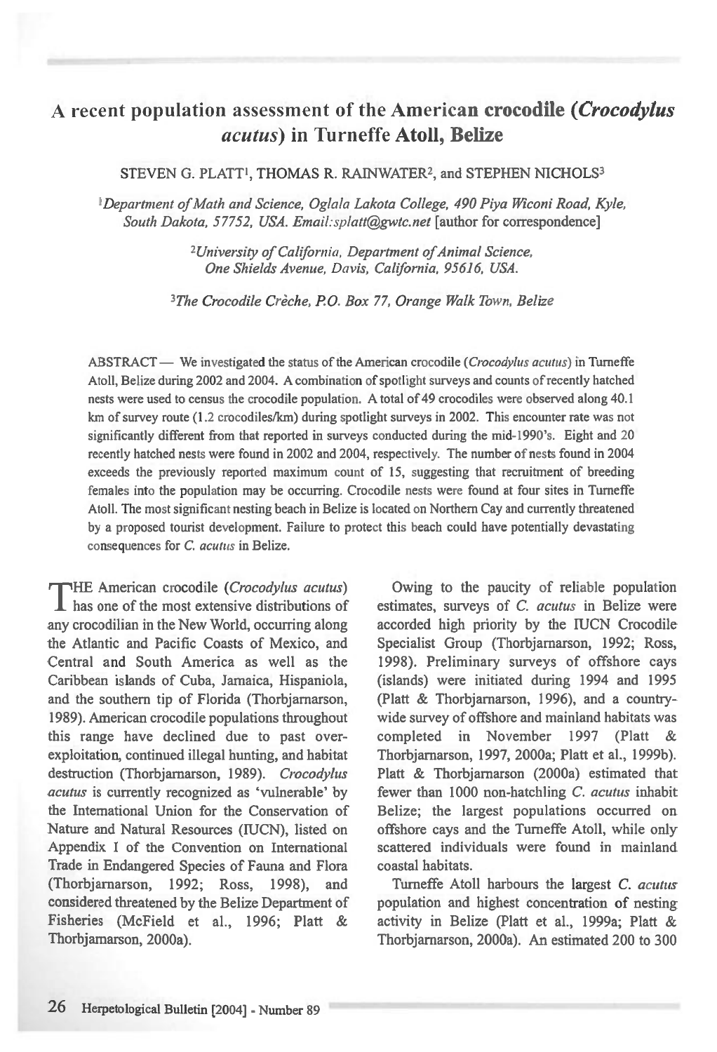# A recent population assessment of the American crocodile (*Crocodylus acutus*) in Turneffe Atoll, Belize

STEVEN G. PLATT[1], THOMAS R. RAINWATER[2], and STEPHEN NICHOLS[3]

[1]*Department of Math and Science, Oglala Lakota College, 490 Piya Wiconi Road, Kyle, South Dakota, 57752, USA. Email:splatt@gwtc.net* [author for correspondence]

[2]*University of California, Department of Animal Science, One Shields Avenue, Davis, California, 95616, USA.*

[3]*The Crocodile Crèche, P.O. Box 77, Orange Walk Town, Belize*

ABSTRACT — We investigated the status of the American crocodile (*Crocodylus acutus*) in Turneffe Atoll, Belize during 2002 and 2004. A combination of spotlight surveys and counts of recently hatched nests were used to census the crocodile population. A total of 49 crocodiles were observed along 40.1 km of survey route (1.2 crocodiles/km) during spotlight surveys in 2002. This encounter rate was not significantly different from that reported in surveys conducted during the mid-1990's. Eight and 20 recently hatched nests were found in 2002 and 2004, respectively. The number of nests found in 2004 exceeds the previously reported maximum count of 15, suggesting that recruitment of breeding females into the population may be occurring. Crocodile nests were found at four sites in Turneffe Atoll. The most significant nesting beach in Belize is located on Northern Cay and currently threatened by a proposed tourist development. Failure to protect this beach could have potentially devastating consequences for *C. acutus* in Belize.

THE American crocodile (*Crocodylus acutus*) has one of the most extensive distributions of any crocodilian in the New World, occurring along the Atlantic and Pacific Coasts of Mexico, and Central and South America as well as the Caribbean islands of Cuba, Jamaica, Hispaniola, and the southern tip of Florida (Thorbjarnarson, 1989). American crocodile populations throughout this range have declined due to past over-exploitation, continued illegal hunting, and habitat destruction (Thorbjarnarson, 1989). *Crocodylus acutus* is currently recognized as 'vulnerable' by the International Union for the Conservation of Nature and Natural Resources (IUCN), listed on Appendix I of the Convention on International Trade in Endangered Species of Fauna and Flora (Thorbjarnarson, 1992; Ross, 1998), and considered threatened by the Belize Department of Fisheries (McField et al., 1996; Platt & Thorbjarnarson, 2000a).

Owing to the paucity of reliable population estimates, surveys of *C. acutus* in Belize were accorded high priority by the IUCN Crocodile Specialist Group (Thorbjarnarson, 1992; Ross, 1998). Preliminary surveys of offshore cays (islands) were initiated during 1994 and 1995 (Platt & Thorbjarnarson, 1996), and a country-wide survey of offshore and mainland habitats was completed in November 1997 (Platt & Thorbjarnarson, 1997, 2000a; Platt et al., 1999b). Platt & Thorbjarnarson (2000a) estimated that fewer than 1000 non-hatchling *C. acutus* inhabit Belize; the largest populations occurred on offshore cays and the Turneffe Atoll, while only scattered individuals were found in mainland coastal habitats.

Turneffe Atoll harbours the largest *C. acutus* population and highest concentration of nesting activity in Belize (Platt et al., 1999a; Platt & Thorbjarnarson, 2000a). An estimated 200 to 300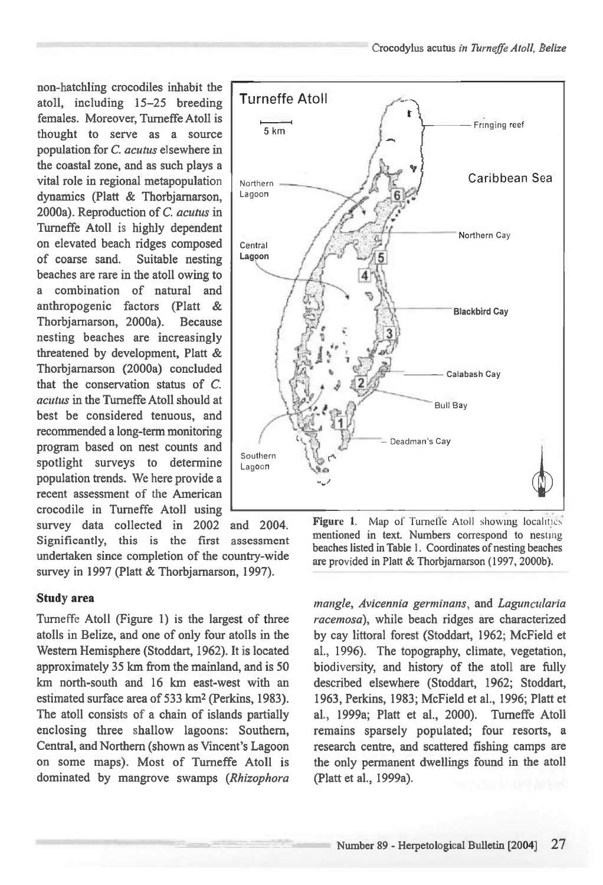non-hatchling crocodiles inhabit the atoll, including 15–25 breeding females. Moreover, Turneffe Atoll is thought to serve as a source population for *C. acutus* elsewhere in the coastal zone, and as such plays a vital role in regional metapopulation dynamics (Platt & Thorbjarnarson, 2000a). Reproduction of *C. acutus* in Turneffe Atoll is highly dependent on elevated beach ridges composed of coarse sand. Suitable nesting beaches are rare in the atoll owing to a combination of natural and anthropogenic factors (Platt & Thorbjarnarson, 2000a). Because nesting beaches are increasingly threatened by development, Platt & Thorbjarnarson (2000a) concluded that the conservation status of *C. acutus* in the Turneffe Atoll should at best be considered tenuous, and recommended a long-term monitoring program based on nest counts and spotlight surveys to determine population trends. We here provide a recent assessment of the American crocodile in Turneffe Atoll using survey data collected in 2002 and 2004. Significantly, this is the first assessment undertaken since completion of the country-wide survey in 1997 (Platt & Thorbjarnarson, 1997).

**Figure 1.** Map of Turneffe Atoll showing localities mentioned in text. Numbers correspond to nesting beaches listed in Table 1. Coordinates of nesting beaches are provided in Platt & Thorbjarnarson (1997, 2000b).

### Study area

Turneffe Atoll (Figure 1) is the largest of three atolls in Belize, and one of only four atolls in the Western Hemisphere (Stoddart, 1962). It is located approximately 35 km from the mainland, and is 50 km north-south and 16 km east-west with an estimated surface area of 533 km$^2$ (Perkins, 1983). The atoll consists of a chain of islands partially enclosing three shallow lagoons: Southern, Central, and Northern (shown as Vincent's Lagoon on some maps). Most of Turneffe Atoll is dominated by mangrove swamps (*Rhizophora mangle*, *Avicennia germinans*, and *Laguncularia racemosa*), while beach ridges are characterized by cay littoral forest (Stoddart, 1962; McField et al., 1996). The topography, climate, vegetation, biodiversity, and history of the atoll are fully described elsewhere (Stoddart, 1962; Stoddart, 1963, Perkins, 1983; McField et al., 1996; Platt et al., 1999a; Platt et al., 2000). Turneffe Atoll remains sparsely populated; four resorts, a research centre, and scattered fishing camps are the only permanent dwellings found in the atoll (Platt et al., 1999a).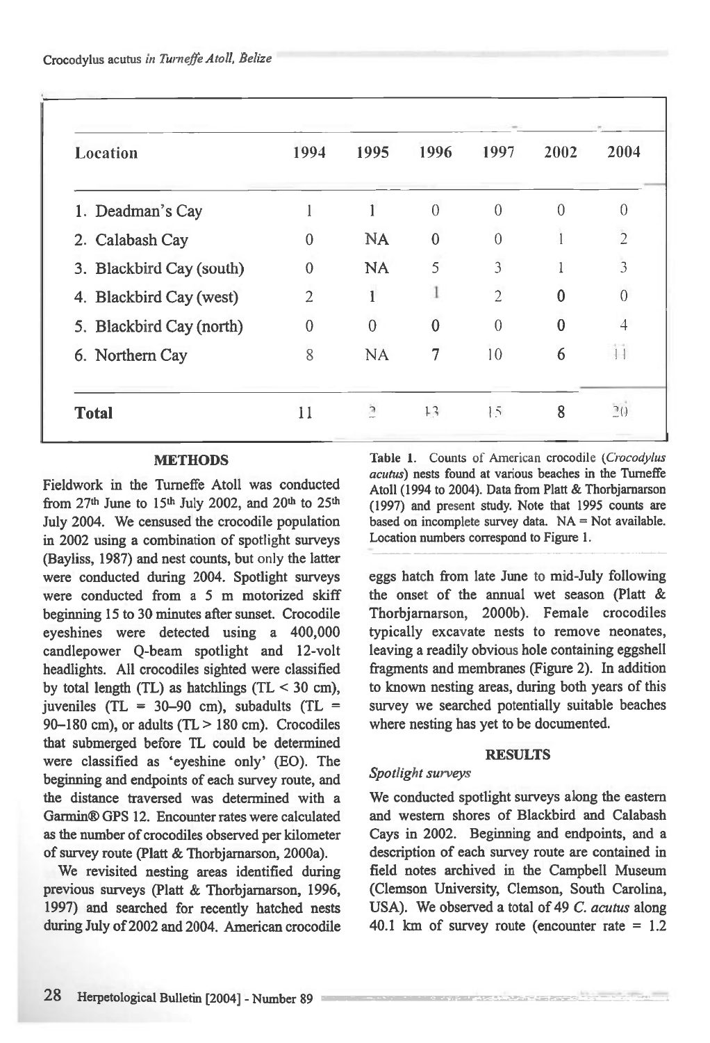| Location | 1994 | 1995 | 1996 | 1997 | 2002 | 2004 |
|---|---|---|---|---|---|---|
| 1. Deadman's Cay | 1 | 1 | 0 | 0 | 0 | 0 |
| 2. Calabash Cay | 0 | NA | 0 | 0 | 1 | 2 |
| 3. Blackbird Cay (south) | 0 | NA | 5 | 3 | 1 | 3 |
| 4. Blackbird Cay (west) | 2 | 1 | 1 | 2 | 0 | 0 |
| 5. Blackbird Cay (north) | 0 | 0 | 0 | 0 | 0 | 4 |
| 6. Northern Cay | 8 | NA | 7 | 10 | 6 | 11 |
| **Total** | 11 | 2 | 13 | 15 | 8 | 20 |

**Table 1.** Counts of American crocodile (*Crocodylus acutus*) nests found at various beaches in the Turneffe Atoll (1994 to 2004). Data from Platt & Thorbjarnarson (1997) and present study. Note that 1995 counts are based on incomplete survey data. NA = Not available. Location numbers correspond to Figure 1.

## METHODS

Fieldwork in the Turneffe Atoll was conducted from 27th June to 15th July 2002, and 20th to 25th July 2004. We censused the crocodile population in 2002 using a combination of spotlight surveys (Bayliss, 1987) and nest counts, but only the latter were conducted during 2004. Spotlight surveys were conducted from a 5 m motorized skiff beginning 15 to 30 minutes after sunset. Crocodile eyeshines were detected using a 400,000 candlepower Q-beam spotlight and 12-volt headlights. All crocodiles sighted were classified by total length (TL) as hatchlings (TL < 30 cm), juveniles (TL = 30–90 cm), subadults (TL = 90–180 cm), or adults (TL > 180 cm). Crocodiles that submerged before TL could be determined were classified as 'eyeshine only' (EO). The beginning and endpoints of each survey route, and the distance traversed was determined with a Garmin® GPS 12. Encounter rates were calculated as the number of crocodiles observed per kilometer of survey route (Platt & Thorbjarnarson, 2000a).

We revisited nesting areas identified during previous surveys (Platt & Thorbjarnarson, 1996, 1997) and searched for recently hatched nests during July of 2002 and 2004. American crocodile eggs hatch from late June to mid-July following the onset of the annual wet season (Platt & Thorbjarnarson, 2000b). Female crocodiles typically excavate nests to remove neonates, leaving a readily obvious hole containing eggshell fragments and membranes (Figure 2). In addition to known nesting areas, during both years of this survey we searched potentially suitable beaches where nesting has yet to be documented.

## RESULTS

### *Spotlight surveys*

We conducted spotlight surveys along the eastern and western shores of Blackbird and Calabash Cays in 2002. Beginning and endpoints, and a description of each survey route are contained in field notes archived in the Campbell Museum (Clemson University, Clemson, South Carolina, USA). We observed a total of 49 *C. acutus* along 40.1 km of survey route (encounter rate = 1.2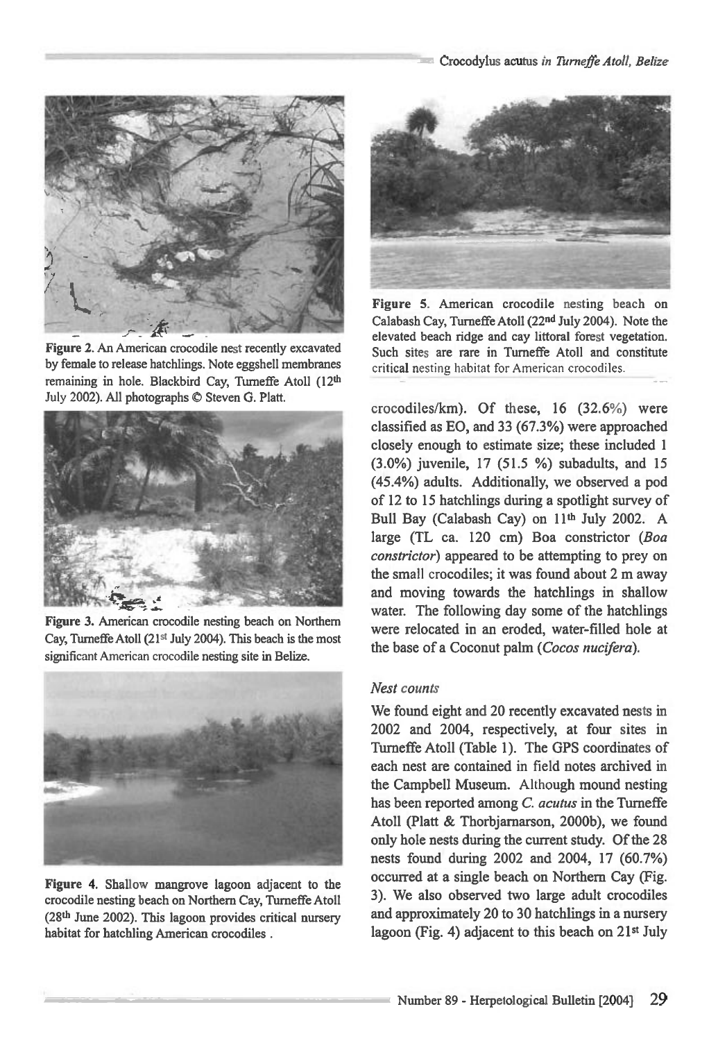Figure 2. An American crocodile nest recently excavated by female to release hatchlings. Note eggshell membranes remaining in hole. Blackbird Cay, Turneffe Atoll (12th July 2002). All photographs © Steven G. Platt.

Figure 3. American crocodile nesting beach on Northern Cay, Turneffe Atoll (21st July 2004). This beach is the most significant American crocodile nesting site in Belize.

Figure 4. Shallow mangrove lagoon adjacent to the crocodile nesting beach on Northern Cay, Turneffe Atoll (28th June 2002). This lagoon provides critical nursery habitat for hatchling American crocodiles .

Figure 5. American crocodile nesting beach on Calabash Cay, Turneffe Atoll (22nd July 2004). Note the elevated beach ridge and cay littoral forest vegetation. Such sites are rare in Turneffe Atoll and constitute critical nesting habitat for American crocodiles.

crocodiles/km). Of these, 16 (32.6%) were classified as EO, and 33 (67.3%) were approached closely enough to estimate size; these included 1 (3.0%) juvenile, 17 (51.5 %) subadults, and 15 (45.4%) adults. Additionally, we observed a pod of 12 to 15 hatchlings during a spotlight survey of Bull Bay (Calabash Cay) on 11th July 2002. A large (TL ca. 120 cm) Boa constrictor (*Boa constrictor*) appeared to be attempting to prey on the small crocodiles; it was found about 2 m away and moving towards the hatchlings in shallow water. The following day some of the hatchlings were relocated in an eroded, water-filled hole at the base of a Coconut palm (*Cocos nucifera*).

### *Nest counts*

We found eight and 20 recently excavated nests in 2002 and 2004, respectively, at four sites in Turneffe Atoll (Table 1). The GPS coordinates of each nest are contained in field notes archived in the Campbell Museum. Although mound nesting has been reported among *C. acutus* in the Turneffe Atoll (Platt & Thorbjarnarson, 2000b), we found only hole nests during the current study. Of the 28 nests found during 2002 and 2004, 17 (60.7%) occurred at a single beach on Northern Cay (Fig. 3). We also observed two large adult crocodiles and approximately 20 to 30 hatchlings in a nursery lagoon (Fig. 4) adjacent to this beach on 21st July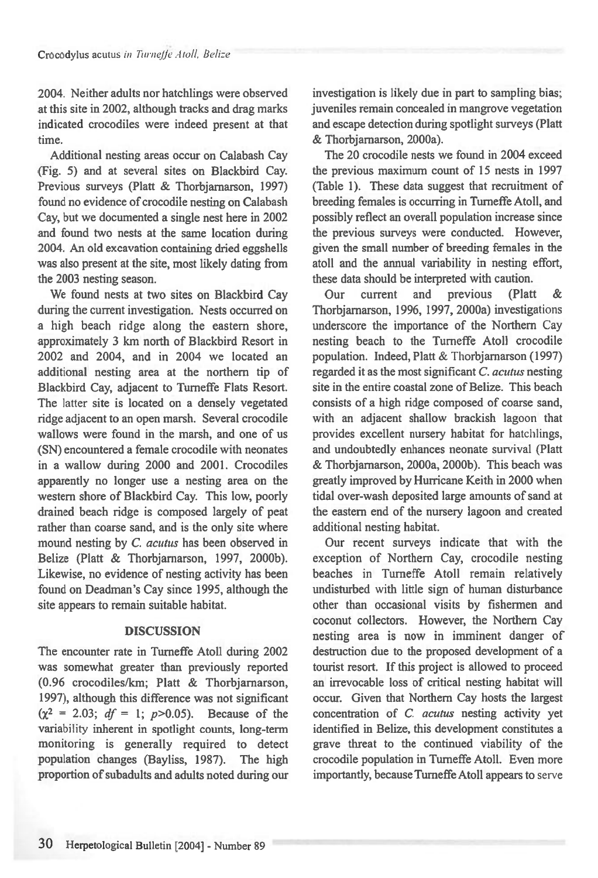2004. Neither adults nor hatchlings were observed at this site in 2002, although tracks and drag marks indicated crocodiles were indeed present at that time.

Additional nesting areas occur on Calabash Cay (Fig. 5) and at several sites on Blackbird Cay. Previous surveys (Platt & Thorbjarnarson, 1997) found no evidence of crocodile nesting on Calabash Cay, but we documented a single nest here in 2002 and found two nests at the same location during 2004. An old excavation containing dried eggshells was also present at the site, most likely dating from the 2003 nesting season.

We found nests at two sites on Blackbird Cay during the current investigation. Nests occurred on a high beach ridge along the eastern shore, approximately 3 km north of Blackbird Resort in 2002 and 2004, and in 2004 we located an additional nesting area at the northern tip of Blackbird Cay, adjacent to Turneffe Flats Resort. The latter site is located on a densely vegetated ridge adjacent to an open marsh. Several crocodile wallows were found in the marsh, and one of us (SN) encountered a female crocodile with neonates in a wallow during 2000 and 2001. Crocodiles apparently no longer use a nesting area on the western shore of Blackbird Cay. This low, poorly drained beach ridge is composed largely of peat rather than coarse sand, and is the only site where mound nesting by *C. acutus* has been observed in Belize (Platt & Thorbjarnarson, 1997, 2000b). Likewise, no evidence of nesting activity has been found on Deadman's Cay since 1995, although the site appears to remain suitable habitat.

## DISCUSSION

The encounter rate in Turneffe Atoll during 2002 was somewhat greater than previously reported (0.96 crocodiles/km; Platt & Thorbjarnarson, 1997), although this difference was not significant ($\chi^2 = 2.03$; $df = 1$; $p>0.05$). Because of the variability inherent in spotlight counts, long-term monitoring is generally required to detect population changes (Bayliss, 1987). The high proportion of subadults and adults noted during our investigation is likely due in part to sampling bias; juveniles remain concealed in mangrove vegetation and escape detection during spotlight surveys (Platt & Thorbjarnarson, 2000a).

The 20 crocodile nests we found in 2004 exceed the previous maximum count of 15 nests in 1997 (Table 1). These data suggest that recruitment of breeding females is occurring in Turneffe Atoll, and possibly reflect an overall population increase since the previous surveys were conducted. However, given the small number of breeding females in the atoll and the annual variability in nesting effort, these data should be interpreted with caution.

Our current and previous (Platt & Thorbjarnarson, 1996, 1997, 2000a) investigations underscore the importance of the Northern Cay nesting beach to the Turneffe Atoll crocodile population. Indeed, Platt & Thorbjarnarson (1997) regarded it as the most significant *C. acutus* nesting site in the entire coastal zone of Belize. This beach consists of a high ridge composed of coarse sand, with an adjacent shallow brackish lagoon that provides excellent nursery habitat for hatchlings, and undoubtedly enhances neonate survival (Platt & Thorbjarnarson, 2000a, 2000b). This beach was greatly improved by Hurricane Keith in 2000 when tidal over-wash deposited large amounts of sand at the eastern end of the nursery lagoon and created additional nesting habitat.

Our recent surveys indicate that with the exception of Northern Cay, crocodile nesting beaches in Turneffe Atoll remain relatively undisturbed with little sign of human disturbance other than occasional visits by fishermen and coconut collectors. However, the Northern Cay nesting area is now in imminent danger of destruction due to the proposed development of a tourist resort. If this project is allowed to proceed an irrevocable loss of critical nesting habitat will occur. Given that Northern Cay hosts the largest concentration of *C. acutus* nesting activity yet identified in Belize, this development constitutes a grave threat to the continued viability of the crocodile population in Turneffe Atoll. Even more importantly, because Turneffe Atoll appears to serve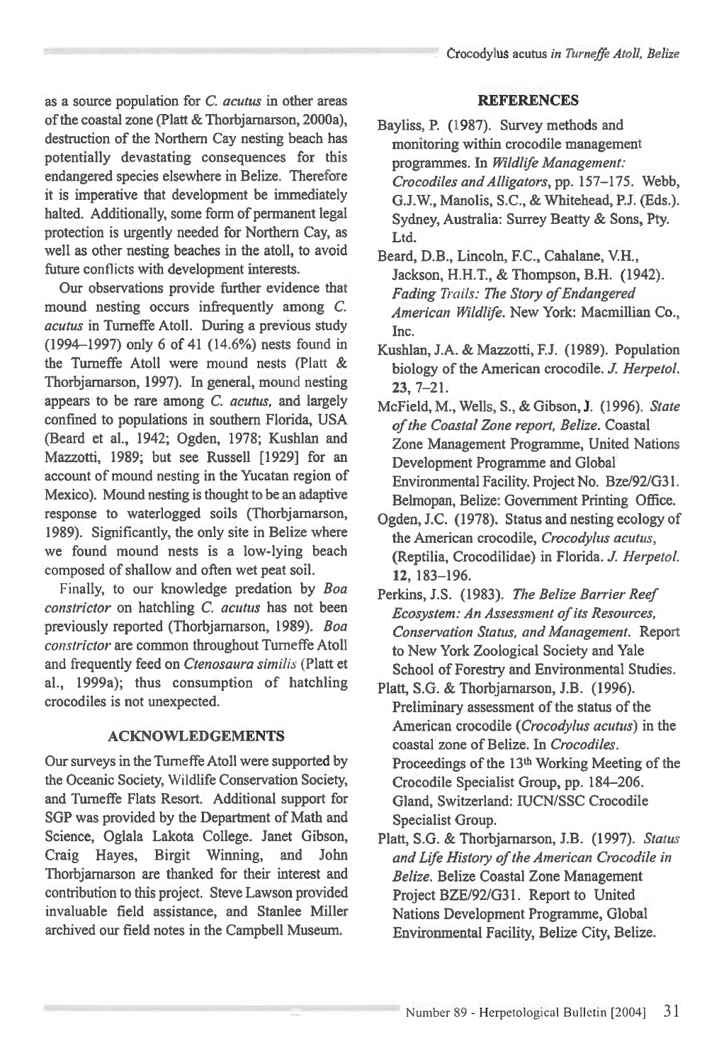as a source population for *C. acutus* in other areas of the coastal zone (Platt & Thorbjarnarson, 2000a), destruction of the Northern Cay nesting beach has potentially devastating consequences for this endangered species elsewhere in Belize. Therefore it is imperative that development be immediately halted. Additionally, some form of permanent legal protection is urgently needed for Northern Cay, as well as other nesting beaches in the atoll, to avoid future conflicts with development interests.

Our observations provide further evidence that mound nesting occurs infrequently among *C. acutus* in Turneffe Atoll. During a previous study (1994–1997) only 6 of 41 (14.6%) nests found in the Turneffe Atoll were mound nests (Platt & Thorbjarnarson, 1997). In general, mound nesting appears to be rare among *C. acutus*, and largely confined to populations in southern Florida, USA (Beard et al., 1942; Ogden, 1978; Kushlan and Mazzotti, 1989; but see Russell [1929] for an account of mound nesting in the Yucatan region of Mexico). Mound nesting is thought to be an adaptive response to waterlogged soils (Thorbjarnarson, 1989). Significantly, the only site in Belize where we found mound nests is a low-lying beach composed of shallow and often wet peat soil.

Finally, to our knowledge predation by *Boa constrictor* on hatchling *C. acutus* has not been previously reported (Thorbjarnarson, 1989). *Boa constrictor* are common throughout Turneffe Atoll and frequently feed on *Ctenosaura similis* (Platt et al., 1999a); thus consumption of hatchling crocodiles is not unexpected.

## ACKNOWLEDGEMENTS

Our surveys in the Turneffe Atoll were supported by the Oceanic Society, Wildlife Conservation Society, and Turneffe Flats Resort. Additional support for SGP was provided by the Department of Math and Science, Oglala Lakota College. Janet Gibson, Craig Hayes, Birgit Winning, and John Thorbjarnarson are thanked for their interest and contribution to this project. Steve Lawson provided invaluable field assistance, and Stanlee Miller archived our field notes in the Campbell Museum.

## REFERENCES

Bayliss, P. (1987). Survey methods and monitoring within crocodile management programmes. In *Wildlife Management: Crocodiles and Alligators*, pp. 157–175. Webb, G.J.W., Manolis, S.C., & Whitehead, P.J. (Eds.). Sydney, Australia: Surrey Beatty & Sons, Pty. Ltd.

Beard, D.B., Lincoln, F.C., Cahalane, V.H., Jackson, H.H.T., & Thompson, B.H. (1942). *Fading Trails: The Story of Endangered American Wildlife*. New York: Macmillian Co., Inc.

Kushlan, J.A. & Mazzotti, F.J. (1989). Population biology of the American crocodile. *J. Herpetol.* **23**, 7–21.

McField, M., Wells, S., & Gibson, J. (1996). *State of the Coastal Zone report, Belize*. Coastal Zone Management Programme, United Nations Development Programme and Global Environmental Facility. Project No. Bze/92/G31. Belmopan, Belize: Government Printing Office.

Ogden, J.C. (1978). Status and nesting ecology of the American crocodile, *Crocodylus acutus*, (Reptilia, Crocodilidae) in Florida. *J. Herpetol.* **12**, 183–196.

Perkins, J.S. (1983). *The Belize Barrier Reef Ecosystem: An Assessment of its Resources, Conservation Status, and Management*. Report to New York Zoological Society and Yale School of Forestry and Environmental Studies.

Platt, S.G. & Thorbjarnarson, J.B. (1996). Preliminary assessment of the status of the American crocodile (*Crocodylus acutus*) in the coastal zone of Belize. In *Crocodiles*. Proceedings of the 13th Working Meeting of the Crocodile Specialist Group, pp. 184–206. Gland, Switzerland: IUCN/SSC Crocodile Specialist Group.

Platt, S.G. & Thorbjarnarson, J.B. (1997). *Status and Life History of the American Crocodile in Belize*. Belize Coastal Zone Management Project BZE/92/G31. Report to United Nations Development Programme, Global Environmental Facility, Belize City, Belize.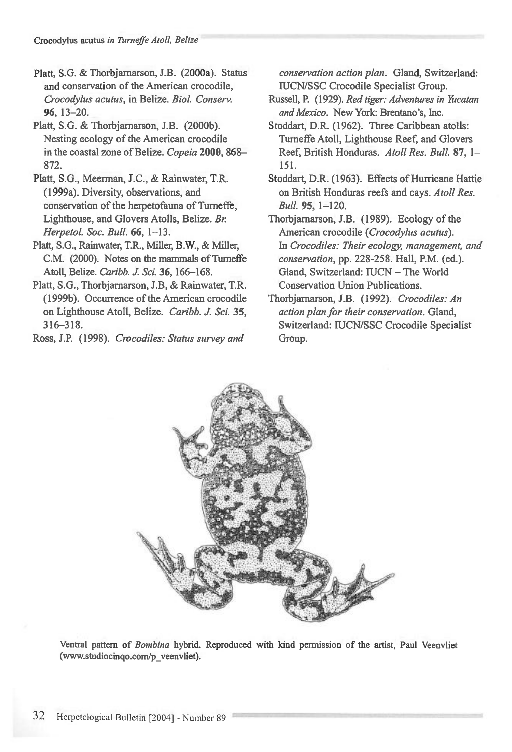Platt, S.G. & Thorbjarnarson, J.B. (2000a). Status and conservation of the American crocodile, *Crocodylus acutus*, in Belize. *Biol. Conserv.* **96**, 13–20.

Platt, S.G. & Thorbjarnarson, J.B. (2000b). Nesting ecology of the American crocodile in the coastal zone of Belize. *Copeia* **2000**, 868–872.

Platt, S.G., Meerman, J.C., & Rainwater, T.R. (1999a). Diversity, observations, and conservation of the herpetofauna of Turneffe, Lighthouse, and Glovers Atolls, Belize. *Br. Herpetol. Soc. Bull.* **66**, 1–13.

Platt, S.G., Rainwater, T.R., Miller, B.W., & Miller, C.M. (2000). Notes on the mammals of Turneffe Atoll, Belize. *Caribb. J. Sci.* **36**, 166–168.

Platt, S.G., Thorbjarnarson, J.B, & Rainwater, T.R. (1999b). Occurrence of the American crocodile on Lighthouse Atoll, Belize. *Caribb. J. Sci.* **35**, 316–318.

Ross, J.P. (1998). *Crocodiles: Status survey and conservation action plan*. Gland, Switzerland: IUCN/SSC Crocodile Specialist Group.

Russell, P. (1929). *Red tiger: Adventures in Yucatan and Mexico*. New York: Brentano's, Inc.

Stoddart, D.R. (1962). Three Caribbean atolls: Turneffe Atoll, Lighthouse Reef, and Glovers Reef, British Honduras. *Atoll Res. Bull.* **87**, 1–151.

Stoddart, D.R. (1963). Effects of Hurricane Hattie on British Honduras reefs and cays. *Atoll Res. Bull.* **95**, 1–120.

Thorbjarnarson, J.B. (1989). Ecology of the American crocodile (*Crocodylus acutus*). In *Crocodiles: Their ecology, management, and conservation*, pp. 228-258. Hall, P.M. (ed.). Gland, Switzerland: IUCN – The World Conservation Union Publications.

Thorbjarnarson, J.B. (1992). *Crocodiles: An action plan for their conservation*. Gland, Switzerland: IUCN/SSC Crocodile Specialist Group.

Ventral pattern of *Bombina* hybrid. Reproduced with kind permission of the artist, Paul Veenvliet (www.studiocinqo.com/p_veenvliet).